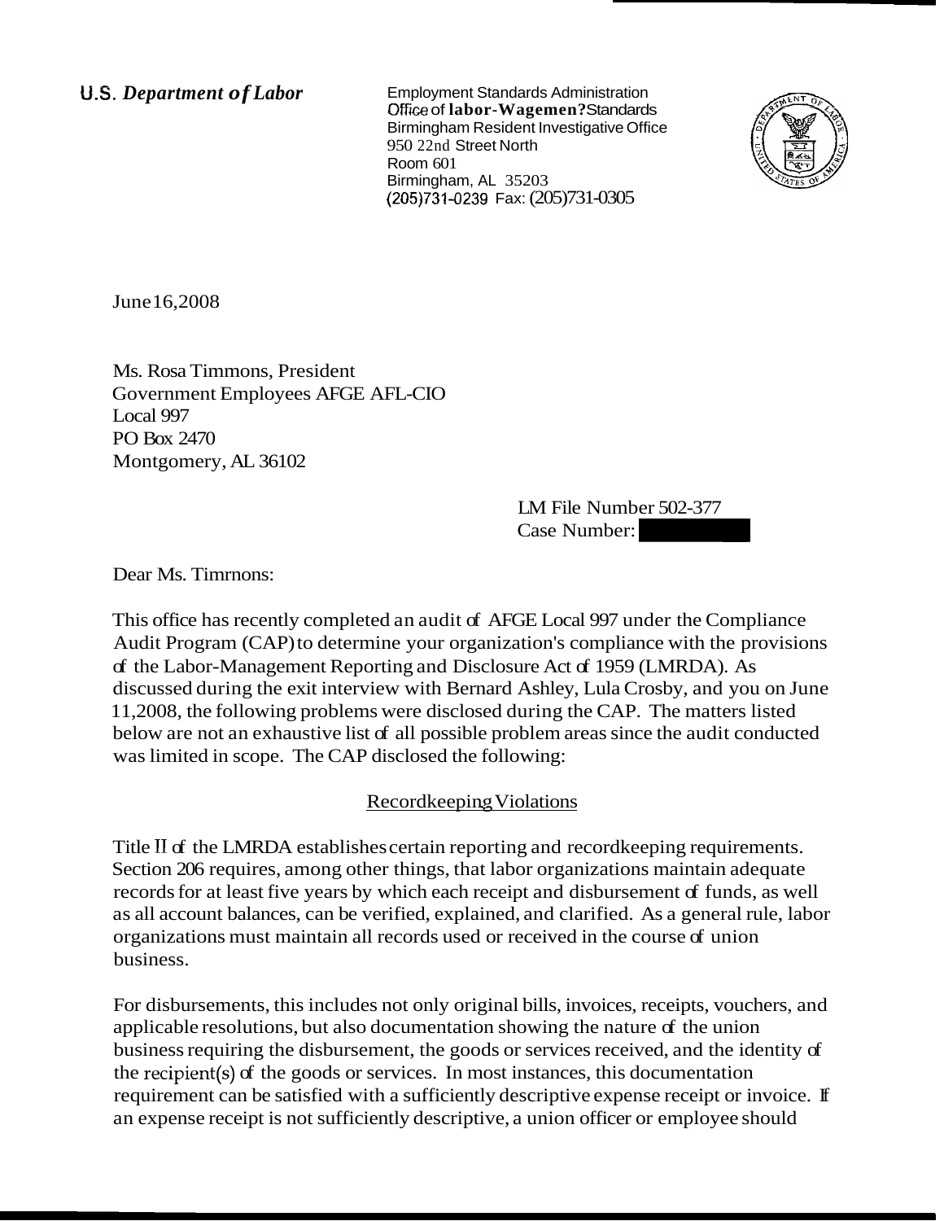**U.S. *Department of Labor***

Employment Standards Administration
Office of **labor-Wagemen?**Standards
Birmingham Resident Investigative Office
950 22nd Street North
Room 601
Birmingham, AL 35203
(205)731-0239 Fax: (205)731-0305

June 16,2008

Ms. Rosa Timmons, President
Government Employees AFGE AFL-CIO
Local 997
PO Box 2470
Montgomery, AL 36102

LM File Number 502-377
Case Number:

Dear Ms. Timrnons:

This office has recently completed an audit of AFGE Local 997 under the Compliance Audit Program (CAP) to determine your organization's compliance with the provisions of the Labor-Management Reporting and Disclosure Act of 1959 (LMRDA). As discussed during the exit interview with Bernard Ashley, Lula Crosby, and you on June 11,2008, the following problems were disclosed during the CAP. The matters listed below are not an exhaustive list of all possible problem areas since the audit conducted was limited in scope. The CAP disclosed the following:

## Recordkeeping Violations

Title II of the LMRDA establishes certain reporting and recordkeeping requirements. Section 206 requires, among other things, that labor organizations maintain adequate records for at least five years by which each receipt and disbursement of funds, as well as all account balances, can be verified, explained, and clarified. As a general rule, labor organizations must maintain all records used or received in the course of union business.

For disbursements, this includes not only original bills, invoices, receipts, vouchers, and applicable resolutions, but also documentation showing the nature of the union business requiring the disbursement, the goods or services received, and the identity of the recipient(s) of the goods or services. In most instances, this documentation requirement can be satisfied with a sufficiently descriptive expense receipt or invoice. If an expense receipt is not sufficiently descriptive, a union officer or employee should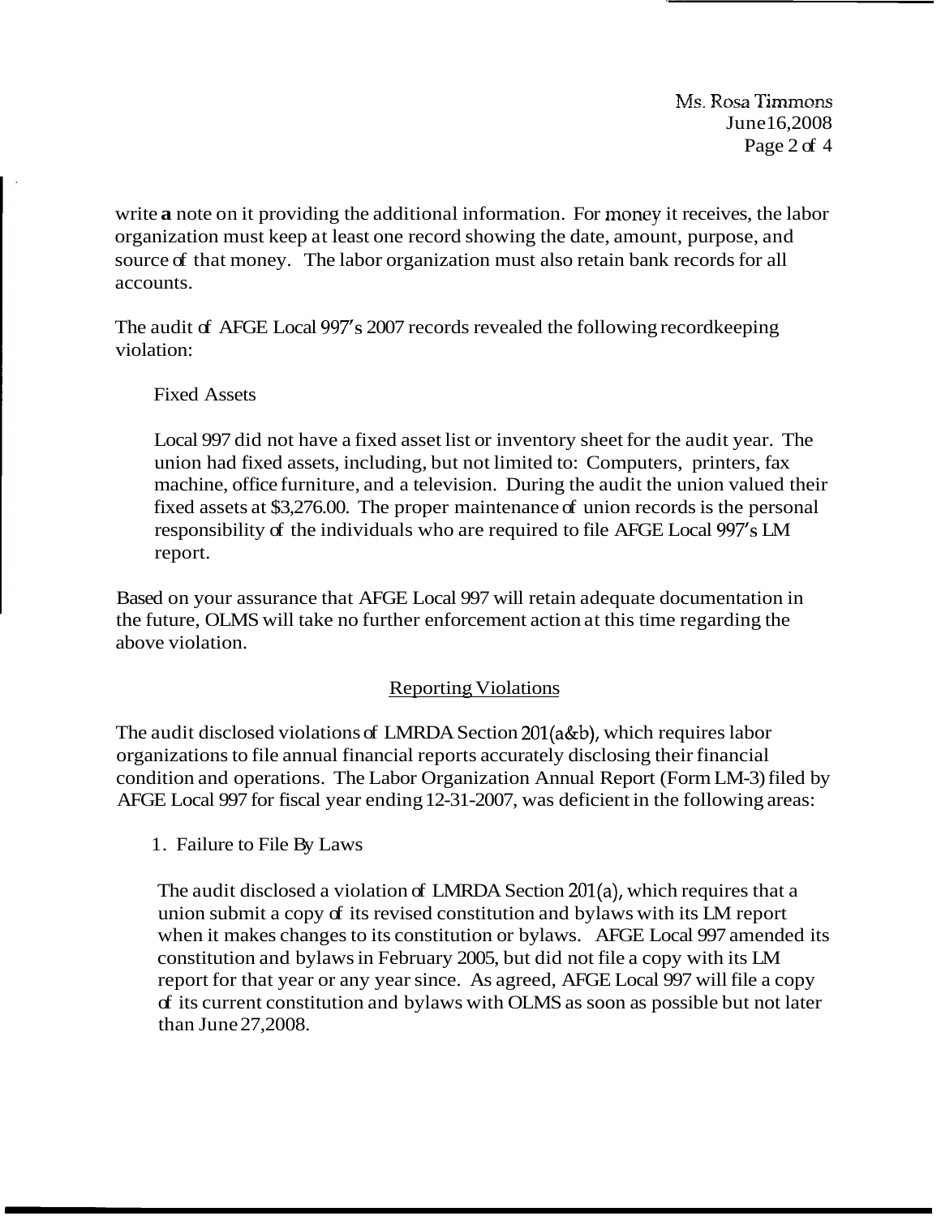write **a** note on it providing the additional information. For money it receives, the labor organization must keep at least one record showing the date, amount, purpose, and source of that money. The labor organization must also retain bank records for all accounts.

The audit of AFGE Local 997's 2007 records revealed the following recordkeeping violation:

> Fixed Assets
>
> Local 997 did not have a fixed asset list or inventory sheet for the audit year. The union had fixed assets, including, but not limited to: Computers, printers, fax machine, office furniture, and a television. During the audit the union valued their fixed assets at $3,276.00. The proper maintenance of union records is the personal responsibility of the individuals who are required to file AFGE Local 997's LM report.

Based on your assurance that AFGE Local 997 will retain adequate documentation in the future, OLMS will take no further enforcement action at this time regarding the above violation.

<u>Reporting Violations</u>

The audit disclosed violations of LMRDA Section 201(a&b), which requires labor organizations to file annual financial reports accurately disclosing their financial condition and operations. The Labor Organization Annual Report (Form LM-3) filed by AFGE Local 997 for fiscal year ending 12-31-2007, was deficient in the following areas:

1. Failure to File By Laws

   The audit disclosed a violation of LMRDA Section 201(a), which requires that a union submit a copy of its revised constitution and bylaws with its LM report when it makes changes to its constitution or bylaws. AFGE Local 997 amended its constitution and bylaws in February 2005, but did not file a copy with its LM report for that year or any year since. As agreed, AFGE Local 997 will file a copy of its current constitution and bylaws with OLMS as soon as possible but not later than June 27,2008.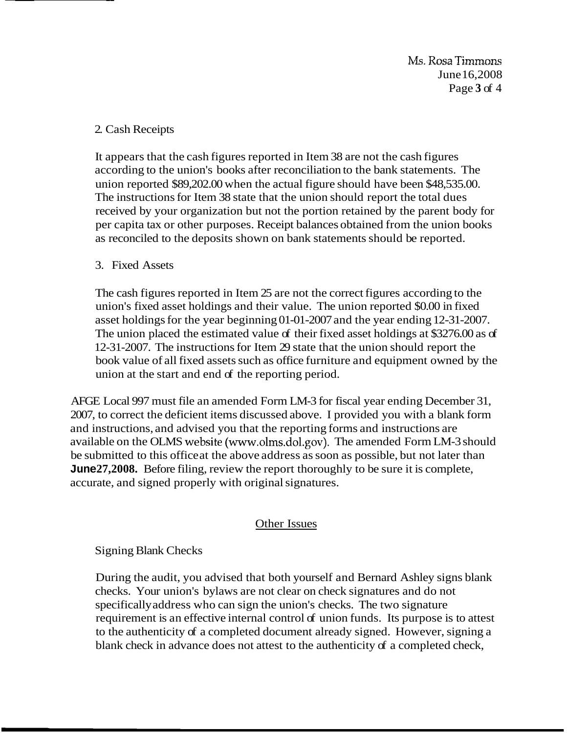2. Cash Receipts

It appears that the cash figures reported in Item 38 are not the cash figures according to the union's books after reconciliation to the bank statements. The union reported $89,202.00 when the actual figure should have been $48,535.00. The instructions for Item 38 state that the union should report the total dues received by your organization but not the portion retained by the parent body for per capita tax or other purposes. Receipt balances obtained from the union books as reconciled to the deposits shown on bank statements should be reported.

3. Fixed Assets

The cash figures reported in Item 25 are not the correct figures according to the union's fixed asset holdings and their value. The union reported $0.00 in fixed asset holdings for the year beginning 01-01-2007 and the year ending 12-31-2007. The union placed the estimated value of their fixed asset holdings at $3276.00 as of 12-31-2007. The instructions for Item 29 state that the union should report the book value of all fixed assets such as office furniture and equipment owned by the union at the start and end of the reporting period.

AFGE Local 997 must file an amended Form LM-3 for fiscal year ending December 31, 2007, to correct the deficient items discussed above. I provided you with a blank form and instructions, and advised you that the reporting forms and instructions are available on the OLMS website (www.olms.dol.gov). The amended Form LM-3 should be submitted to this office at the above address as soon as possible, but not later than **June 27, 2008.** Before filing, review the report thoroughly to be sure it is complete, accurate, and signed properly with original signatures.

## Other Issues

Signing Blank Checks

During the audit, you advised that both yourself and Bernard Ashley signs blank checks. Your union's bylaws are not clear on check signatures and do not specifically address who can sign the union's checks. The two signature requirement is an effective internal control of union funds. Its purpose is to attest to the authenticity of a completed document already signed. However, signing a blank check in advance does not attest to the authenticity of a completed check,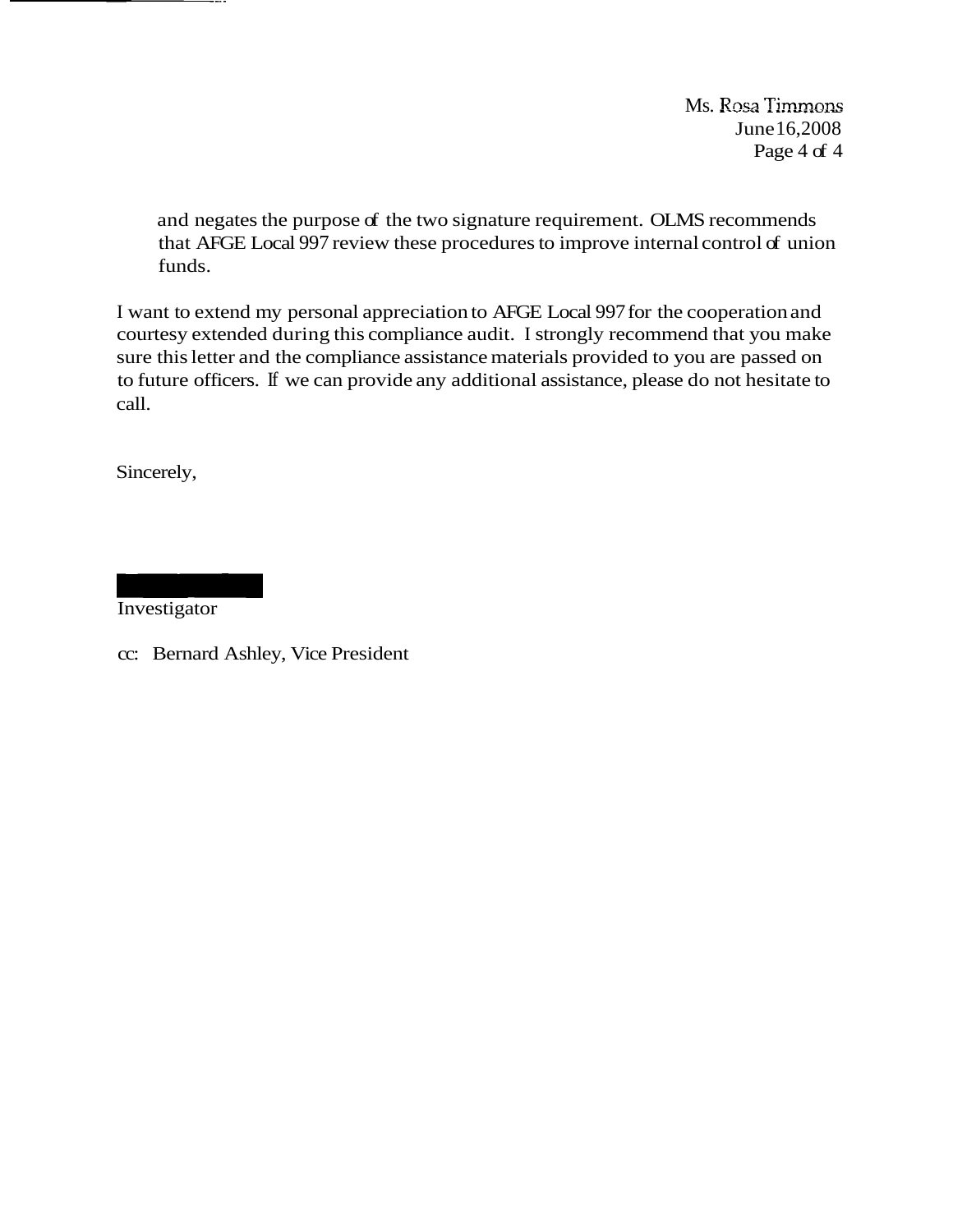and negates the purpose of the two signature requirement. OLMS recommends that AFGE Local 997 review these procedures to improve internal control of union funds.

I want to extend my personal appreciation to AFGE Local 997 for the cooperation and courtesy extended during this compliance audit. I strongly recommend that you make sure this letter and the compliance assistance materials provided to you are passed on to future officers. If we can provide any additional assistance, please do not hesitate to call.

Sincerely,

Investigator

cc: Bernard Ashley, Vice President